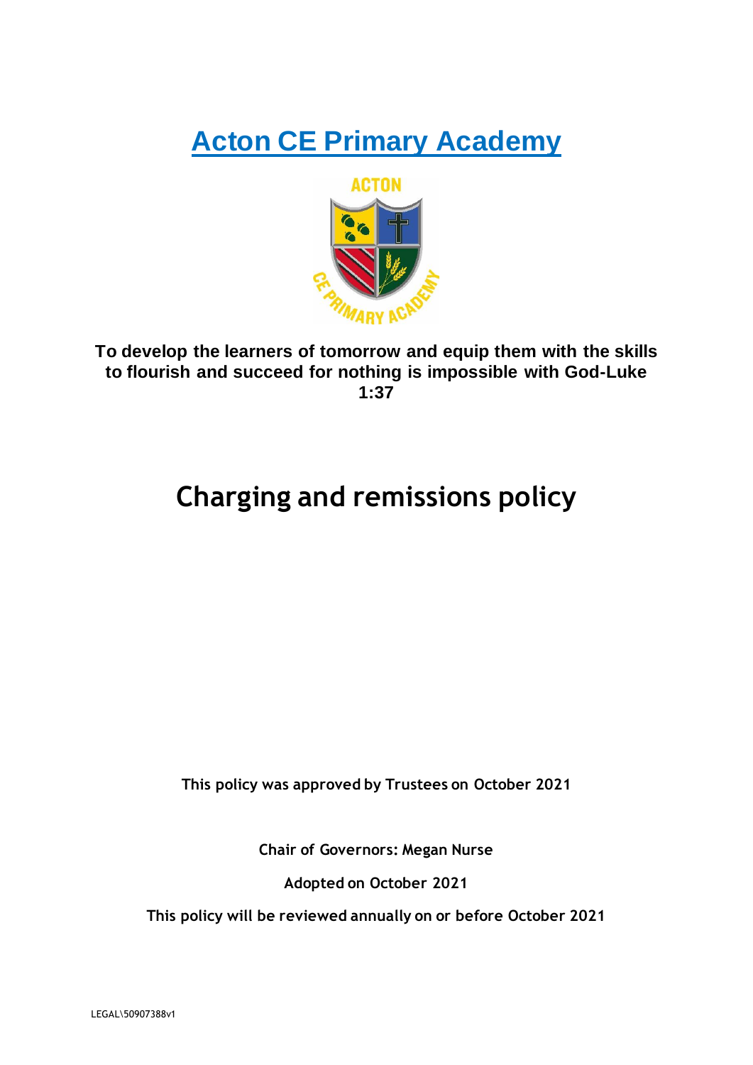# Acton CE Primary Academy

**To develop the learners of tomorrow and equip them with the skills to flourish and succeed for nothing is impossible with God-Luke 1:37**

# Charging and remissions policy

**This policy was approved by Trustees on October 2021**

**Chair of Governors: Megan Nurse**

**Adopted on October 2021**

**This policy will be reviewed annually on or before October 2021**

LEGAL\50907388v1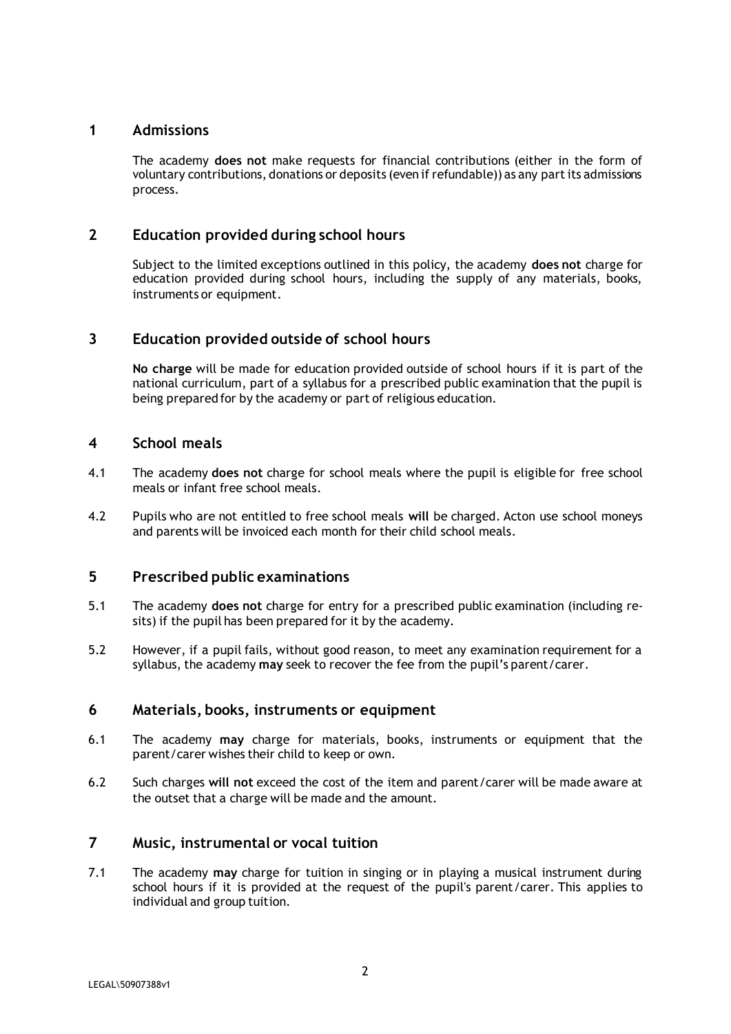## 1 Admissions

The academy **does not** make requests for financial contributions (either in the form of voluntary contributions, donations or deposits (even if refundable)) as any part its admissions process.

## 2 Education provided during school hours

Subject to the limited exceptions outlined in this policy, the academy **does not** charge for education provided during school hours, including the supply of any materials, books, instruments or equipment.

## 3 Education provided outside of school hours

**No charge** will be made for education provided outside of school hours if it is part of the national curriculum, part of a syllabus for a prescribed public examination that the pupil is being prepared for by the academy or part of religious education.

## 4 School meals

4.1 The academy **does not** charge for school meals where the pupil is eligible for free school meals or infant free school meals.

4.2 Pupils who are not entitled to free school meals **will** be charged. Acton use school moneys and parents will be invoiced each month for their child school meals.

## 5 Prescribed public examinations

5.1 The academy **does not** charge for entry for a prescribed public examination (including re-sits) if the pupil has been prepared for it by the academy.

5.2 However, if a pupil fails, without good reason, to meet any examination requirement for a syllabus, the academy **may** seek to recover the fee from the pupil's parent/carer.

## 6 Materials, books, instruments or equipment

6.1 The academy **may** charge for materials, books, instruments or equipment that the parent/carer wishes their child to keep or own.

6.2 Such charges **will not** exceed the cost of the item and parent/carer will be made aware at the outset that a charge will be made and the amount.

## 7 Music, instrumental or vocal tuition

7.1 The academy **may** charge for tuition in singing or in playing a musical instrument during school hours if it is provided at the request of the pupil's parent/carer. This applies to individual and group tuition.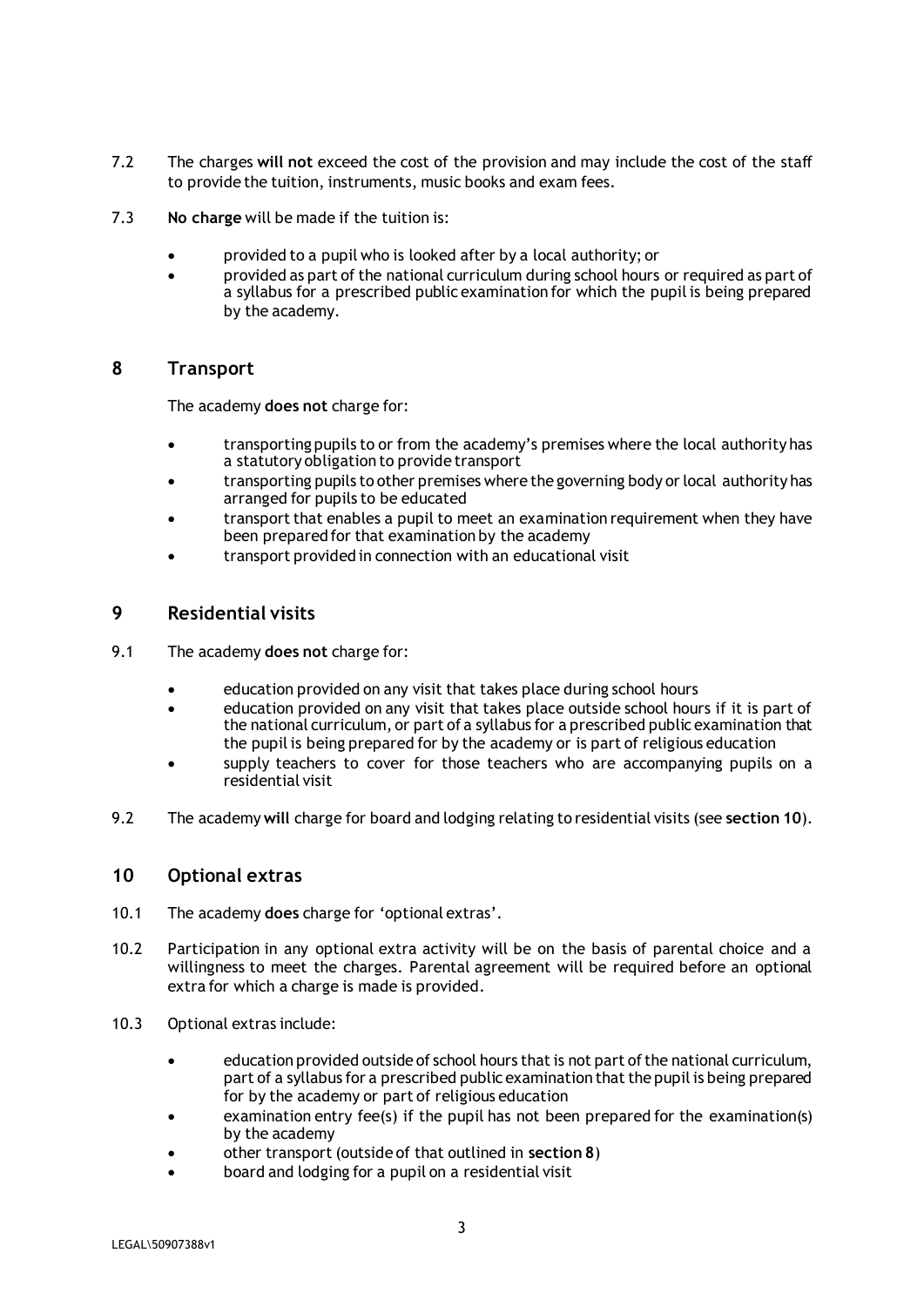7.2 The charges **will not** exceed the cost of the provision and may include the cost of the staff to provide the tuition, instruments, music books and exam fees.

7.3 **No charge** will be made if the tuition is:

- provided to a pupil who is looked after by a local authority; or
- provided as part of the national curriculum during school hours or required as part of a syllabus for a prescribed public examination for which the pupil is being prepared by the academy.

## 8 Transport

The academy **does not** charge for:

- transporting pupils to or from the academy's premises where the local authority has a statutory obligation to provide transport
- transporting pupils to other premises where the governing body or local authority has arranged for pupils to be educated
- transport that enables a pupil to meet an examination requirement when they have been prepared for that examination by the academy
- transport provided in connection with an educational visit

## 9 Residential visits

9.1 The academy **does not** charge for:

- education provided on any visit that takes place during school hours
- education provided on any visit that takes place outside school hours if it is part of the national curriculum, or part of a syllabus for a prescribed public examination that the pupil is being prepared for by the academy or is part of religious education
- supply teachers to cover for those teachers who are accompanying pupils on a residential visit

9.2 The academy **will** charge for board and lodging relating to residential visits (see **section 10**).

## 10 Optional extras

10.1 The academy **does** charge for 'optional extras'.

10.2 Participation in any optional extra activity will be on the basis of parental choice and a willingness to meet the charges. Parental agreement will be required before an optional extra for which a charge is made is provided.

10.3 Optional extras include:

- education provided outside of school hours that is not part of the national curriculum, part of a syllabus for a prescribed public examination that the pupil is being prepared for by the academy or part of religious education
- examination entry fee(s) if the pupil has not been prepared for the examination(s) by the academy
- other transport (outside of that outlined in **section 8**)
- board and lodging for a pupil on a residential visit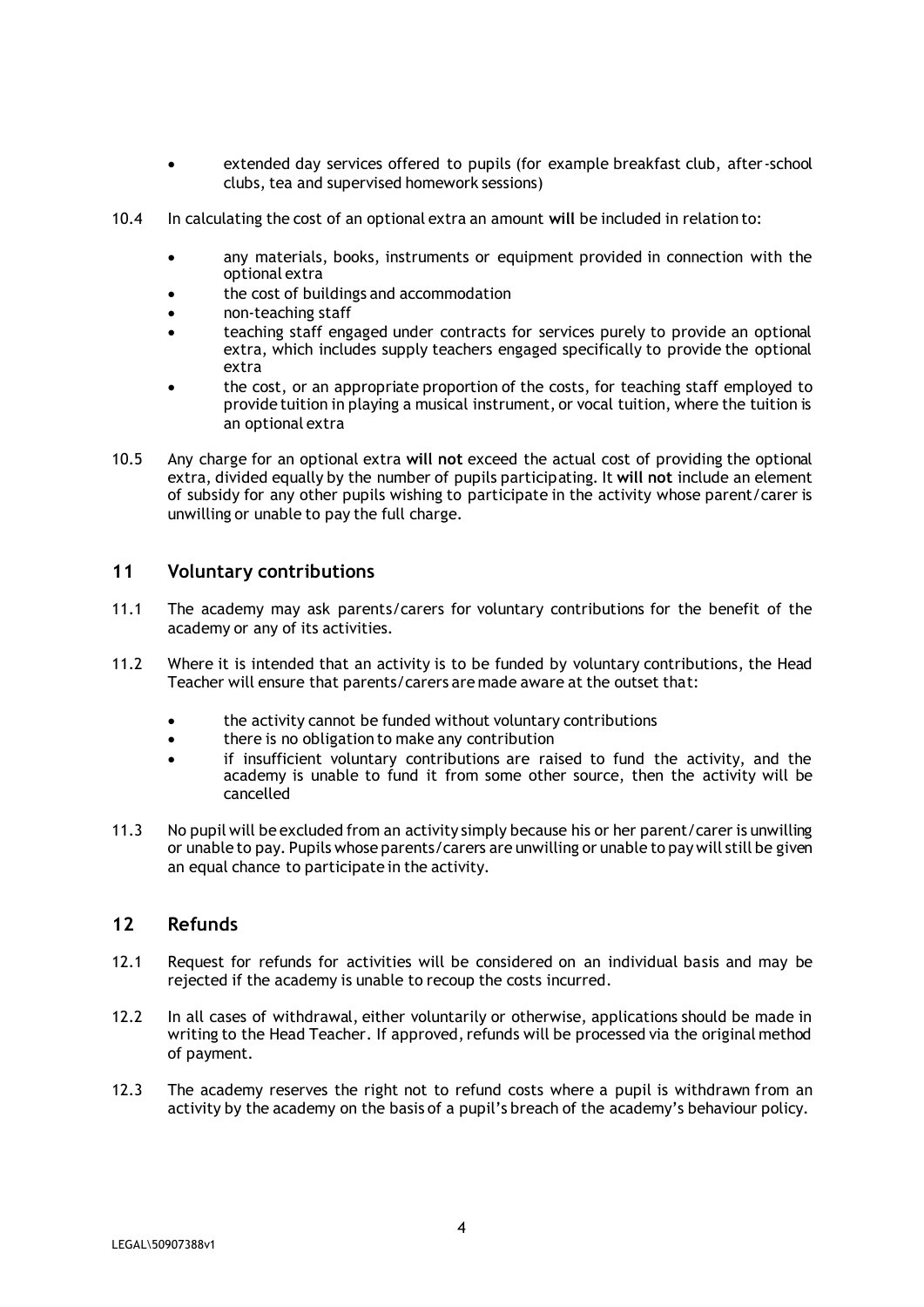- extended day services offered to pupils (for example breakfast club, after-school clubs, tea and supervised homework sessions)

10.4 In calculating the cost of an optional extra an amount **will** be included in relation to:

- any materials, books, instruments or equipment provided in connection with the optional extra
- the cost of buildings and accommodation
- non-teaching staff
- teaching staff engaged under contracts for services purely to provide an optional extra, which includes supply teachers engaged specifically to provide the optional extra
- the cost, or an appropriate proportion of the costs, for teaching staff employed to provide tuition in playing a musical instrument, or vocal tuition, where the tuition is an optional extra

10.5 Any charge for an optional extra **will not** exceed the actual cost of providing the optional extra, divided equally by the number of pupils participating. It **will not** include an element of subsidy for any other pupils wishing to participate in the activity whose parent/carer is unwilling or unable to pay the full charge.

## 11 Voluntary contributions

11.1 The academy may ask parents/carers for voluntary contributions for the benefit of the academy or any of its activities.

11.2 Where it is intended that an activity is to be funded by voluntary contributions, the Head Teacher will ensure that parents/carers are made aware at the outset that:

- the activity cannot be funded without voluntary contributions
- there is no obligation to make any contribution
- if insufficient voluntary contributions are raised to fund the activity, and the academy is unable to fund it from some other source, then the activity will be cancelled

11.3 No pupil will be excluded from an activity simply because his or her parent/carer is unwilling or unable to pay. Pupils whose parents/carers are unwilling or unable to pay will still be given an equal chance to participate in the activity.

## 12 Refunds

12.1 Request for refunds for activities will be considered on an individual basis and may be rejected if the academy is unable to recoup the costs incurred.

12.2 In all cases of withdrawal, either voluntarily or otherwise, applications should be made in writing to the Head Teacher. If approved, refunds will be processed via the original method of payment.

12.3 The academy reserves the right not to refund costs where a pupil is withdrawn from an activity by the academy on the basis of a pupil's breach of the academy's behaviour policy.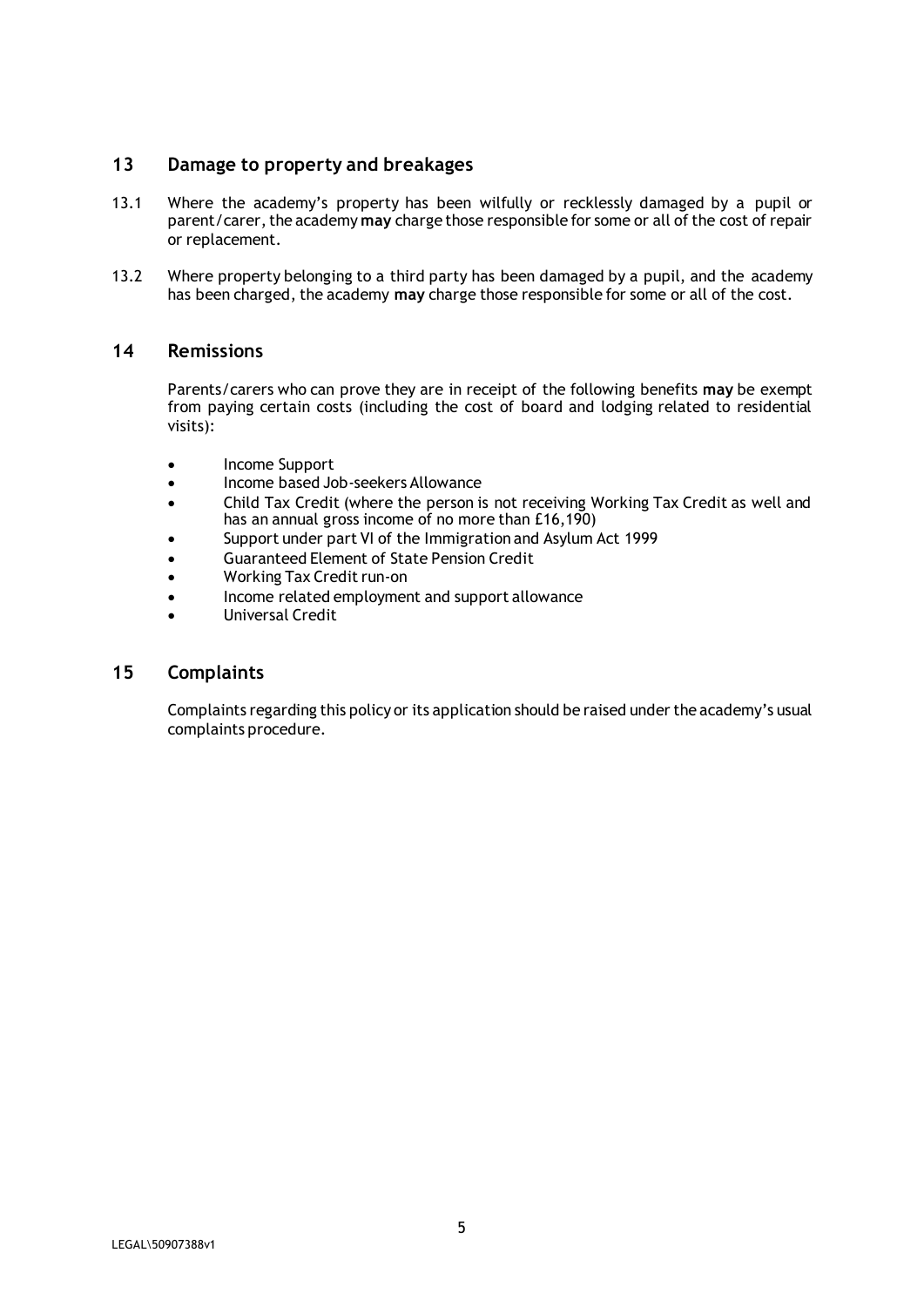## 13 Damage to property and breakages

13.1 Where the academy's property has been wilfully or recklessly damaged by a pupil or parent/carer, the academy **may** charge those responsible for some or all of the cost of repair or replacement.

13.2 Where property belonging to a third party has been damaged by a pupil, and the academy has been charged, the academy **may** charge those responsible for some or all of the cost.

## 14 Remissions

Parents/carers who can prove they are in receipt of the following benefits **may** be exempt from paying certain costs (including the cost of board and lodging related to residential visits):

- Income Support
- Income based Job-seekers Allowance
- Child Tax Credit (where the person is not receiving Working Tax Credit as well and has an annual gross income of no more than £16,190)
- Support under part VI of the Immigration and Asylum Act 1999
- Guaranteed Element of State Pension Credit
- Working Tax Credit run-on
- Income related employment and support allowance
- Universal Credit

## 15 Complaints

Complaints regarding this policy or its application should be raised under the academy's usual complaints procedure.

LEGAL\50907388v1